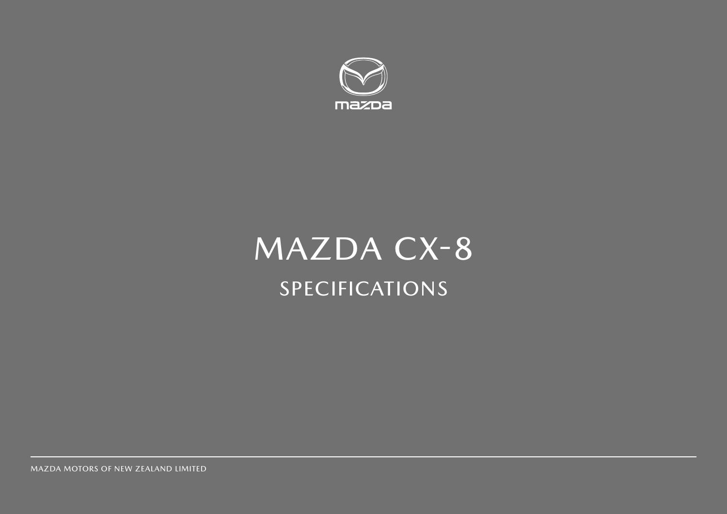mazda

# MAZDA CX-8

## SPECIFICATIONS

MAZDA MOTORS OF NEW ZEALAND LIMITED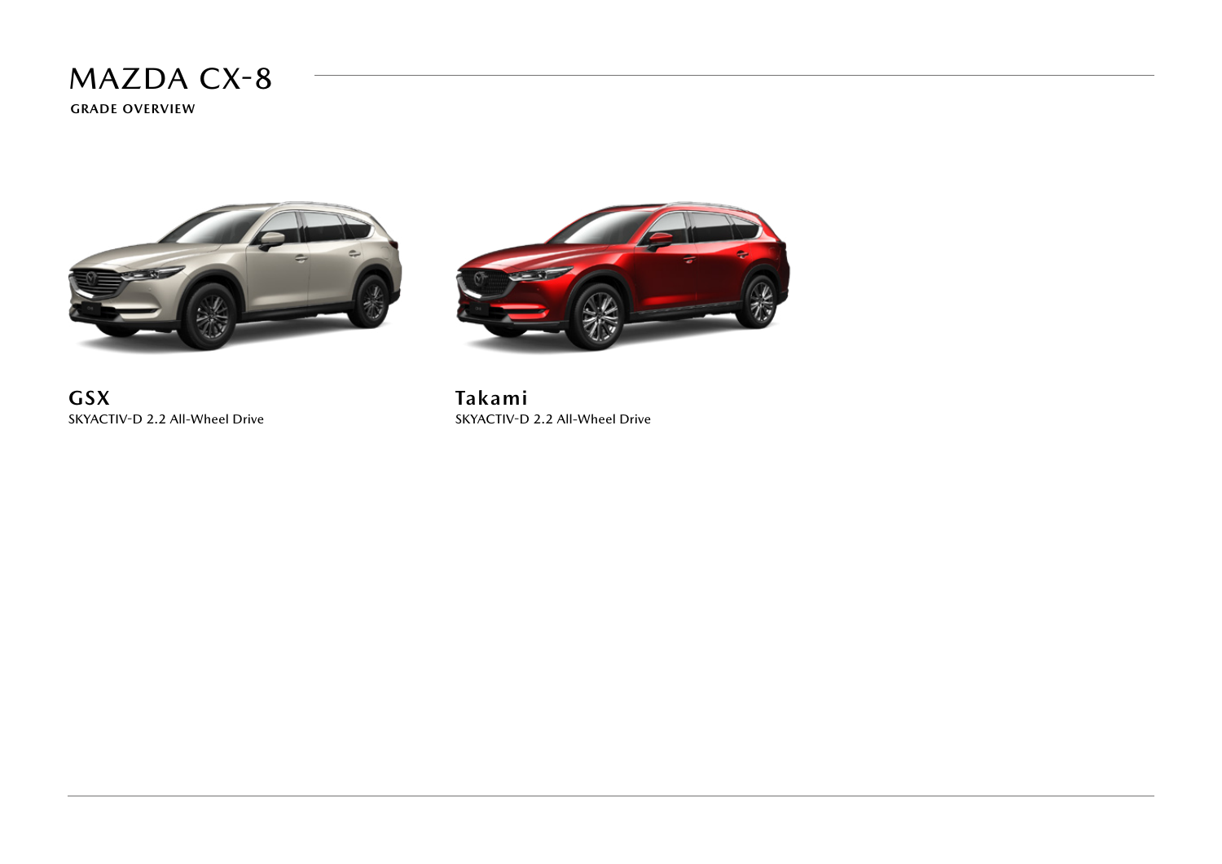# MAZDA CX-8

**GRADE OVERVIEW**

**GSX**
SKYACTIV-D 2.2 All-Wheel Drive

**Takami**
SKYACTIV-D 2.2 All-Wheel Drive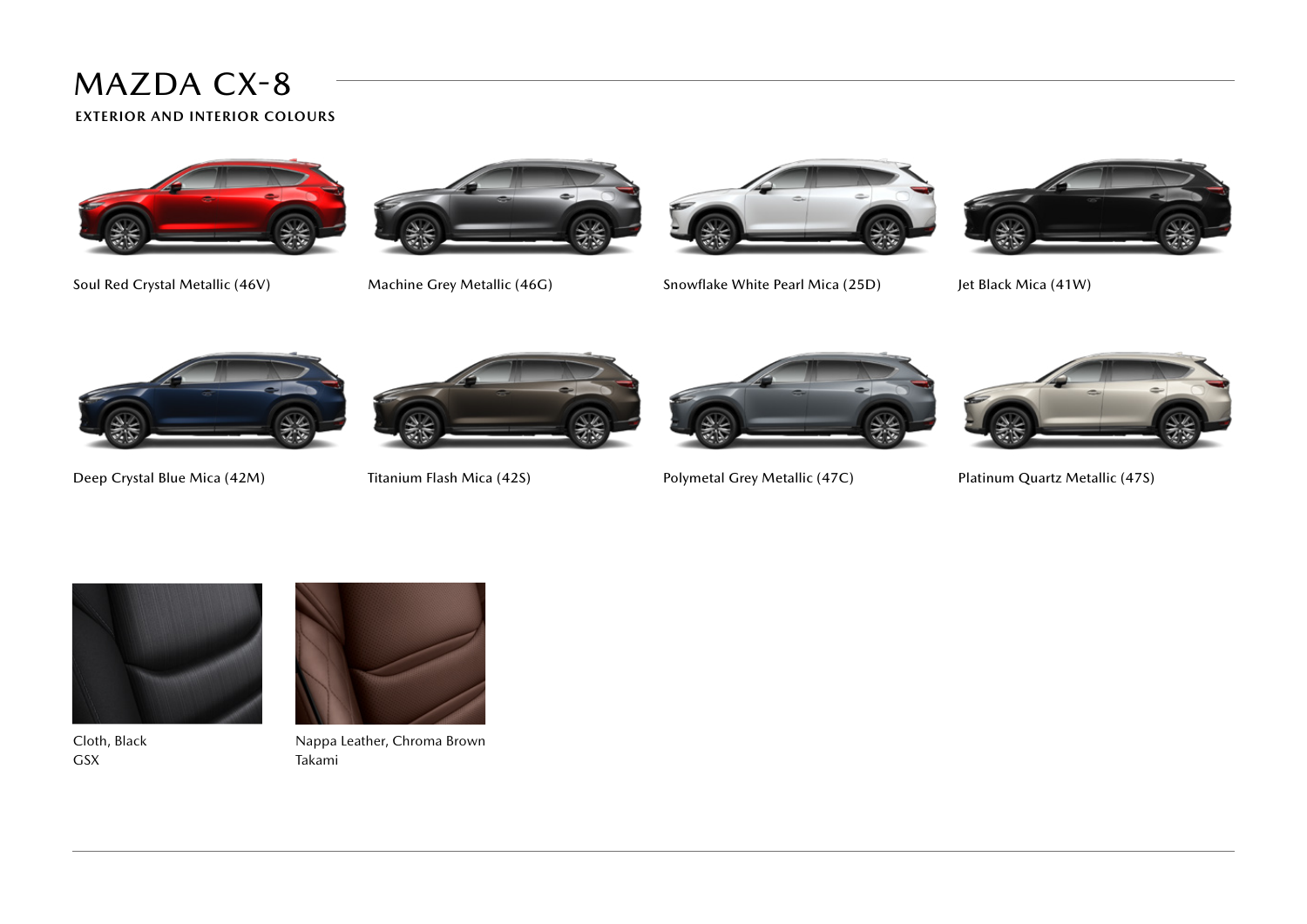# MAZDA CX-8

## EXTERIOR AND INTERIOR COLOURS

Soul Red Crystal Metallic (46V)

Machine Grey Metallic (46G)

Snowflake White Pearl Mica (25D)

Jet Black Mica (41W)

Deep Crystal Blue Mica (42M)

Titanium Flash Mica (42S)

Polymetal Grey Metallic (47C)

Platinum Quartz Metallic (47S)

Cloth, Black
GSX

Nappa Leather, Chroma Brown
Takami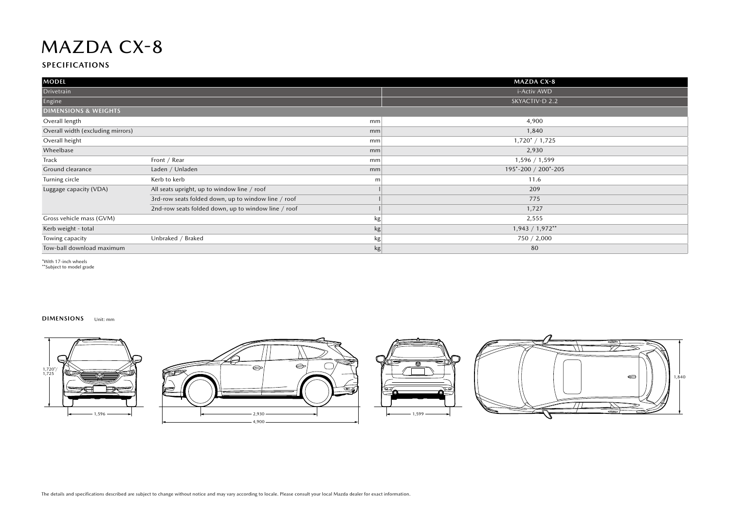# MAZDA CX-8

## SPECIFICATIONS

| MODEL | | | MAZDA CX-8 |
|---|---|---|---|
| Drivetrain | | | i-Activ AWD |
| Engine | | | SKYACTIV-D 2.2 |
| **DIMENSIONS & WEIGHTS** | | | |
| Overall length | | mm | 4,900 |
| Overall width (excluding mirrors) | | mm | 1,840 |
| Overall height | | mm | 1,720* / 1,725 |
| Wheelbase | | mm | 2,930 |
| Track | Front / Rear | mm | 1,596 / 1,599 |
| Ground clearance | Laden / Unladen | mm | 195*-200 / 200*-205 |
| Turning circle | Kerb to kerb | m | 11.6 |
| Luggage capacity (VDA) | All seats upright, up to window line / roof | l | 209 |
| | 3rd-row seats folded down, up to window line / roof | l | 775 |
| | 2nd-row seats folded down, up to window line / roof | l | 1,727 |
| Gross vehicle mass (GVM) | | kg | 2,555 |
| Kerb weight - total | | kg | 1,943 / 1,972** |
| Towing capacity | Unbraked / Braked | kg | 750 / 2,000 |
| Tow-ball download maximum | | kg | 80 |

*With 17-inch wheels
**Subject to model grade

**DIMENSIONS** Unit: mm

1,720*/ 1,725

1,596

2,930

4,900

1,599

1,840

The details and specifications described are subject to change without notice and may vary according to locale. Please consult your local Mazda dealer for exact information.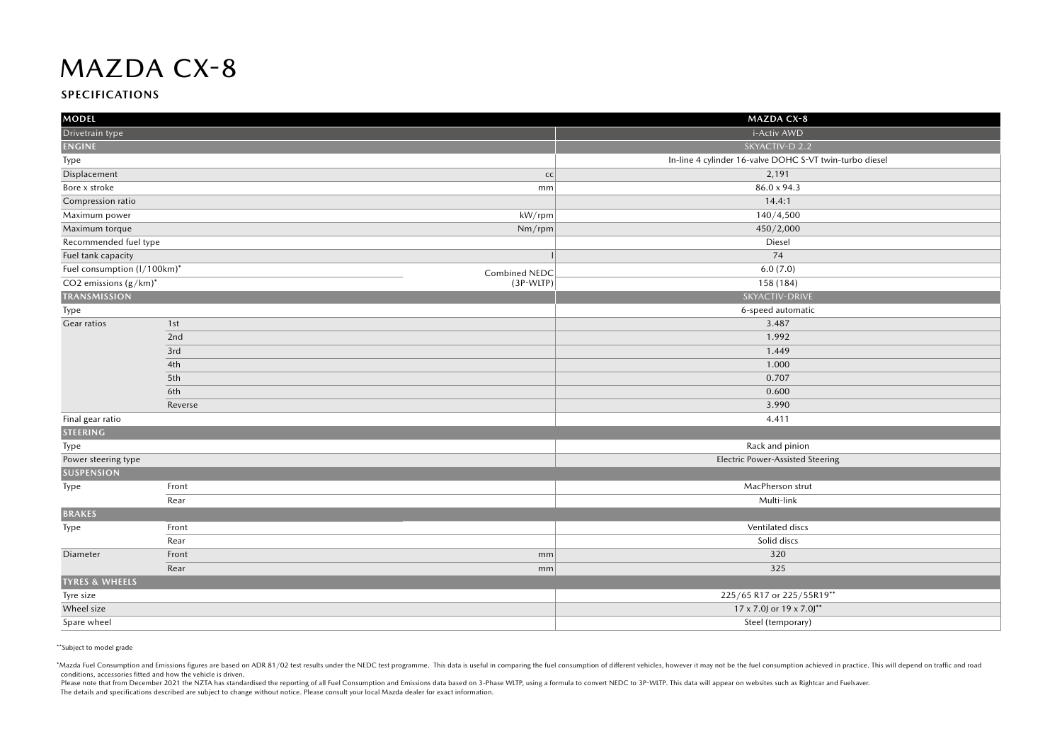# MAZDA CX-8

## SPECIFICATIONS

| MODEL | | | MAZDA CX-8 |
|---|---|---|---|
| Drivetrain type | | | i-Activ AWD |
| **ENGINE** | | | SKYACTIV-D 2.2 |
| Type | | | In-line 4 cylinder 16-valve DOHC S-VT twin-turbo diesel |
| Displacement | | cc | 2,191 |
| Bore x stroke | | mm | 86.0 x 94.3 |
| Compression ratio | | | 14.4:1 |
| Maximum power | | kW/rpm | 140/4,500 |
| Maximum torque | | Nm/rpm | 450/2,000 |
| Recommended fuel type | | | Diesel |
| Fuel tank capacity | | l | 74 |
| Fuel consumption (l/100km)* | | Combined NEDC (3P-WLTP) | 6.0 (7.0) |
| $CO_2$ emissions (g/km)* | | | 158 (184) |
| **TRANSMISSION** | | | SKYACTIV-DRIVE |
| Type | | | 6-speed automatic |
| Gear ratios | 1st | | 3.487 |
| | 2nd | | 1.992 |
| | 3rd | | 1.449 |
| | 4th | | 1.000 |
| | 5th | | 0.707 |
| | 6th | | 0.600 |
| | Reverse | | 3.990 |
| Final gear ratio | | | 4.411 |
| **STEERING** | | | |
| Type | | | Rack and pinion |
| Power steering type | | | Electric Power-Assisted Steering |
| **SUSPENSION** | | | |
| Type | Front | | MacPherson strut |
| | Rear | | Multi-link |
| **BRAKES** | | | |
| Type | Front | | Ventilated discs |
| | Rear | | Solid discs |
| Diameter | Front | mm | 320 |
| | Rear | mm | 325 |
| **TYRES & WHEELS** | | | |
| Tyre size | | | 225/65 R17 or 225/55R19** |
| Wheel size | | | 17 x 7.0J or 19 x 7.0J** |
| Spare wheel | | | Steel (temporary) |

**Subject to model grade

*Mazda Fuel Consumption and Emissions figures are based on ADR 81/02 test results under the NEDC test programme. This data is useful in comparing the fuel consumption of different vehicles, however it may not be the fuel consumption achieved in practice. This will depend on traffic and road conditions, accessories fitted and how the vehicle is driven.
Please note that from December 2021 the NZTA has standardised the reporting of all Fuel Consumption and Emissions data based on 3-Phase WLTP, using a formula to convert NEDC to 3P-WLTP. This data will appear on websites such as Rightcar and Fuelsaver.
The details and specifications described are subject to change without notice. Please consult your local Mazda dealer for exact information.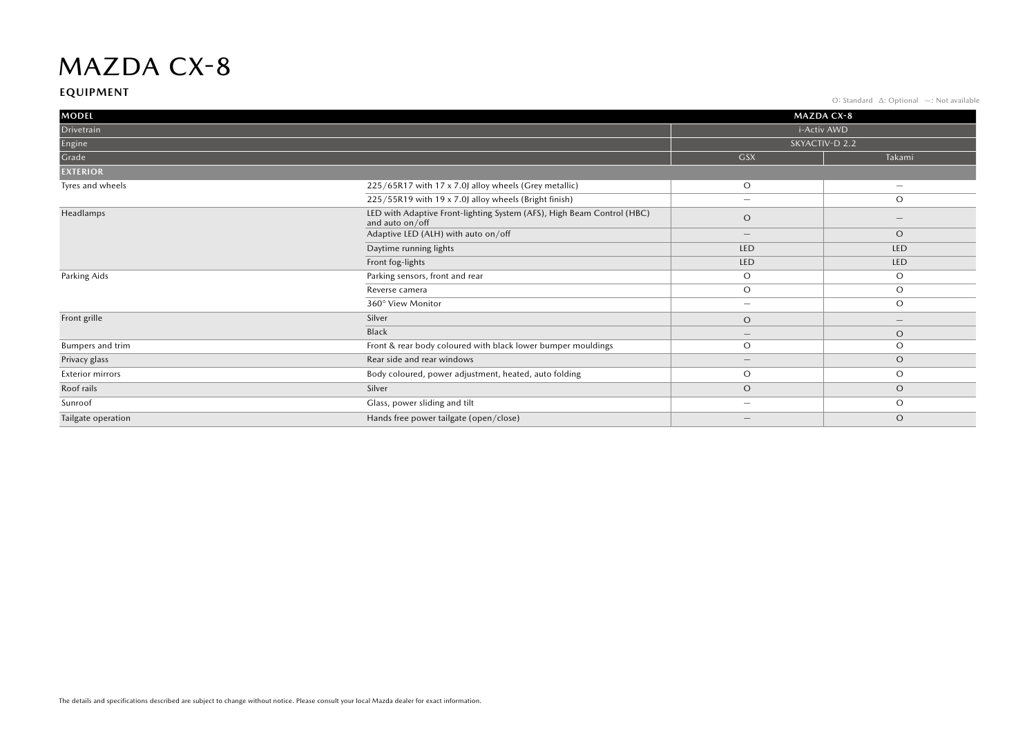# MAZDA CX-8

## EQUIPMENT

O: Standard Δ: Optional —: Not available

| MODEL | | MAZDA CX-8 | |
|---|---|---|---|
| Drivetrain | | i-Activ AWD | |
| Engine | | SKYACTIV-D 2.2 | |
| Grade | | GSX | Takami |
| **EXTERIOR** | | | |
| Tyres and wheels | 225/65R17 with 17 x 7.0J alloy wheels (Grey metallic) | O | — |
| | 225/55R19 with 19 x 7.0J alloy wheels (Bright finish) | — | O |
| Headlamps | LED with Adaptive Front-lighting System (AFS), High Beam Control (HBC) and auto on/off | O | — |
| | Adaptive LED (ALH) with auto on/off | — | O |
| | Daytime running lights | LED | LED |
| | Front fog-lights | LED | LED |
| Parking Aids | Parking sensors, front and rear | O | O |
| | Reverse camera | O | O |
| | 360° View Monitor | — | O |
| Front grille | Silver | O | — |
| | Black | — | O |
| Bumpers and trim | Front & rear body coloured with black lower bumper mouldings | O | O |
| Privacy glass | Rear side and rear windows | — | O |
| Exterior mirrors | Body coloured, power adjustment, heated, auto folding | O | O |
| Roof rails | Silver | O | O |
| Sunroof | Glass, power sliding and tilt | — | O |
| Tailgate operation | Hands free power tailgate (open/close) | — | O |

The details and specifications described are subject to change without notice. Please consult your local Mazda dealer for exact information.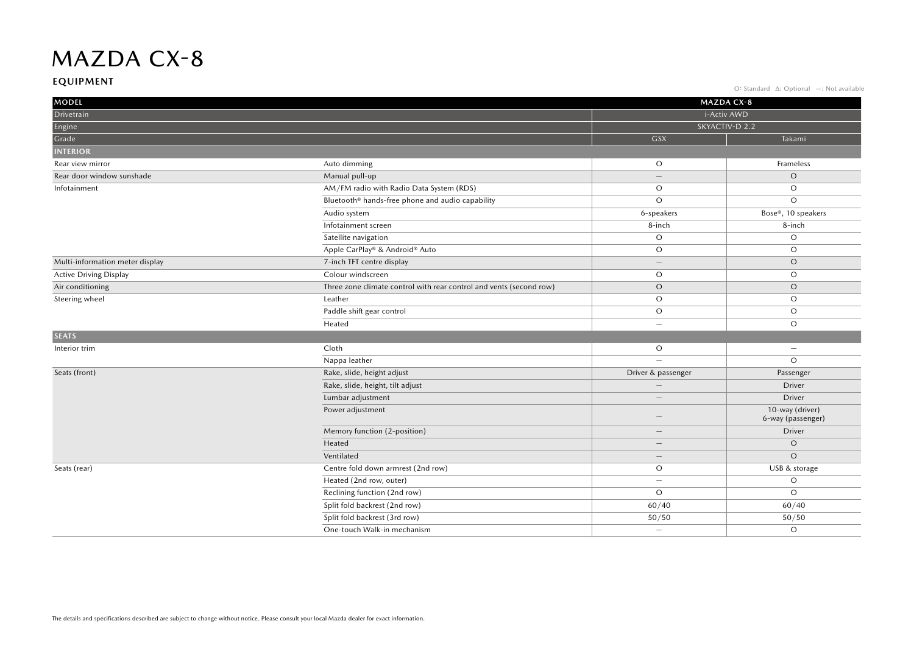# MAZDA CX-8

## EQUIPMENT

O: Standard  Δ: Optional  —: Not available

| MODEL | | MAZDA CX-8 | |
|---|---|---|---|
| Drivetrain | | i-Activ AWD | |
| Engine | | SKYACTIV-D 2.2 | |
| Grade | | GSX | Takami |
| **INTERIOR** | | | |
| Rear view mirror | Auto dimming | O | Frameless |
| Rear door window sunshade | Manual pull-up | — | O |
| Infotainment | AM/FM radio with Radio Data System (RDS) | O | O |
| | Bluetooth® hands-free phone and audio capability | O | O |
| | Audio system | 6-speakers | Bose®, 10 speakers |
| | Infotainment screen | 8-inch | 8-inch |
| | Satellite navigation | O | O |
| | Apple CarPlay® & Android® Auto | O | O |
| Multi-information meter display | 7-inch TFT centre display | — | O |
| Active Driving Display | Colour windscreen | O | O |
| Air conditioning | Three zone climate control with rear control and vents (second row) | O | O |
| Steering wheel | Leather | O | O |
| | Paddle shift gear control | O | O |
| | Heated | — | O |
| **SEATS** | | | |
| Interior trim | Cloth | O | — |
| | Nappa leather | — | O |
| Seats (front) | Rake, slide, height adjust | Driver & passenger | Passenger |
| | Rake, slide, height, tilt adjust | — | Driver |
| | Lumbar adjustment | — | Driver |
| | Power adjustment | — | 10-way (driver) 6-way (passenger) |
| | Memory function (2-position) | — | Driver |
| | Heated | — | O |
| | Ventilated | — | O |
| Seats (rear) | Centre fold down armrest (2nd row) | O | USB & storage |
| | Heated (2nd row, outer) | — | O |
| | Reclining function (2nd row) | O | O |
| | Split fold backrest (2nd row) | 60/40 | 60/40 |
| | Split fold backrest (3rd row) | 50/50 | 50/50 |
| | One-touch Walk-in mechanism | — | O |

The details and specifications described are subject to change without notice. Please consult your local Mazda dealer for exact information.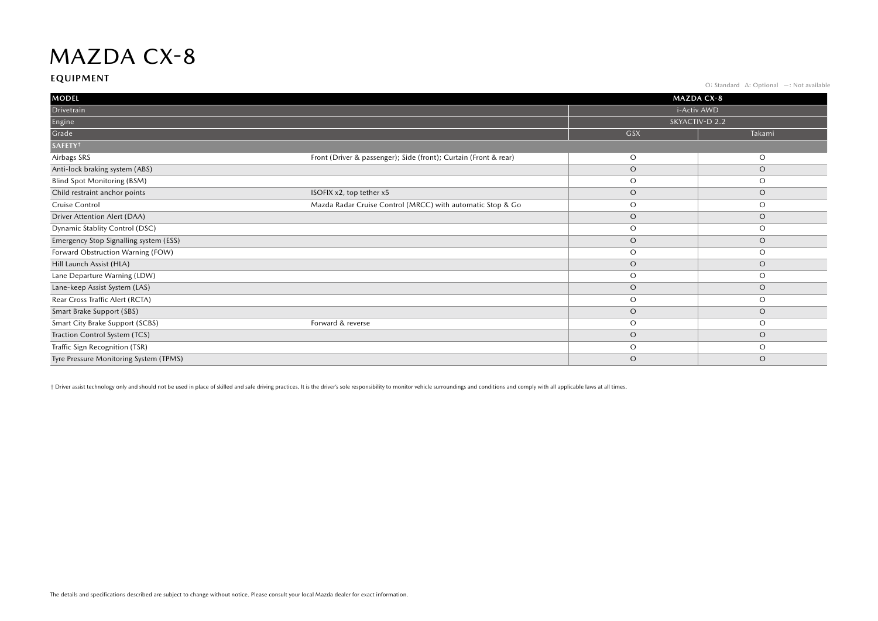# MAZDA CX-8

## EQUIPMENT

O: Standard Δ: Optional —: Not available

| MODEL | | MAZDA CX-8 | |
|---|---|---|---|
| Drivetrain | | i-Activ AWD | |
| Engine | | SKYACTIV-D 2.2 | |
| Grade | | GSX | Takami |
| **SAFETY†** | | | |
| Airbags SRS | Front (Driver & passenger); Side (front); Curtain (Front & rear) | O | O |
| Anti-lock braking system (ABS) | | O | O |
| Blind Spot Monitoring (BSM) | | O | O |
| Child restraint anchor points | ISOFIX x2, top tether x5 | O | O |
| Cruise Control | Mazda Radar Cruise Control (MRCC) with automatic Stop & Go | O | O |
| Driver Attention Alert (DAA) | | O | O |
| Dynamic Stablity Control (DSC) | | O | O |
| Emergency Stop Signalling system (ESS) | | O | O |
| Forward Obstruction Warning (FOW) | | O | O |
| Hill Launch Assist (HLA) | | O | O |
| Lane Departure Warning (LDW) | | O | O |
| Lane-keep Assist System (LAS) | | O | O |
| Rear Cross Traffic Alert (RCTA) | | O | O |
| Smart Brake Support (SBS) | | O | O |
| Smart City Brake Support (SCBS) | Forward & reverse | O | O |
| Traction Control System (TCS) | | O | O |
| Traffic Sign Recognition (TSR) | | O | O |
| Tyre Pressure Monitoring System (TPMS) | | O | O |

† Driver assist technology only and should not be used in place of skilled and safe driving practices. It is the driver's sole responsibility to monitor vehicle surroundings and conditions and comply with all applicable laws at all times.

The details and specifications described are subject to change without notice. Please consult your local Mazda dealer for exact information.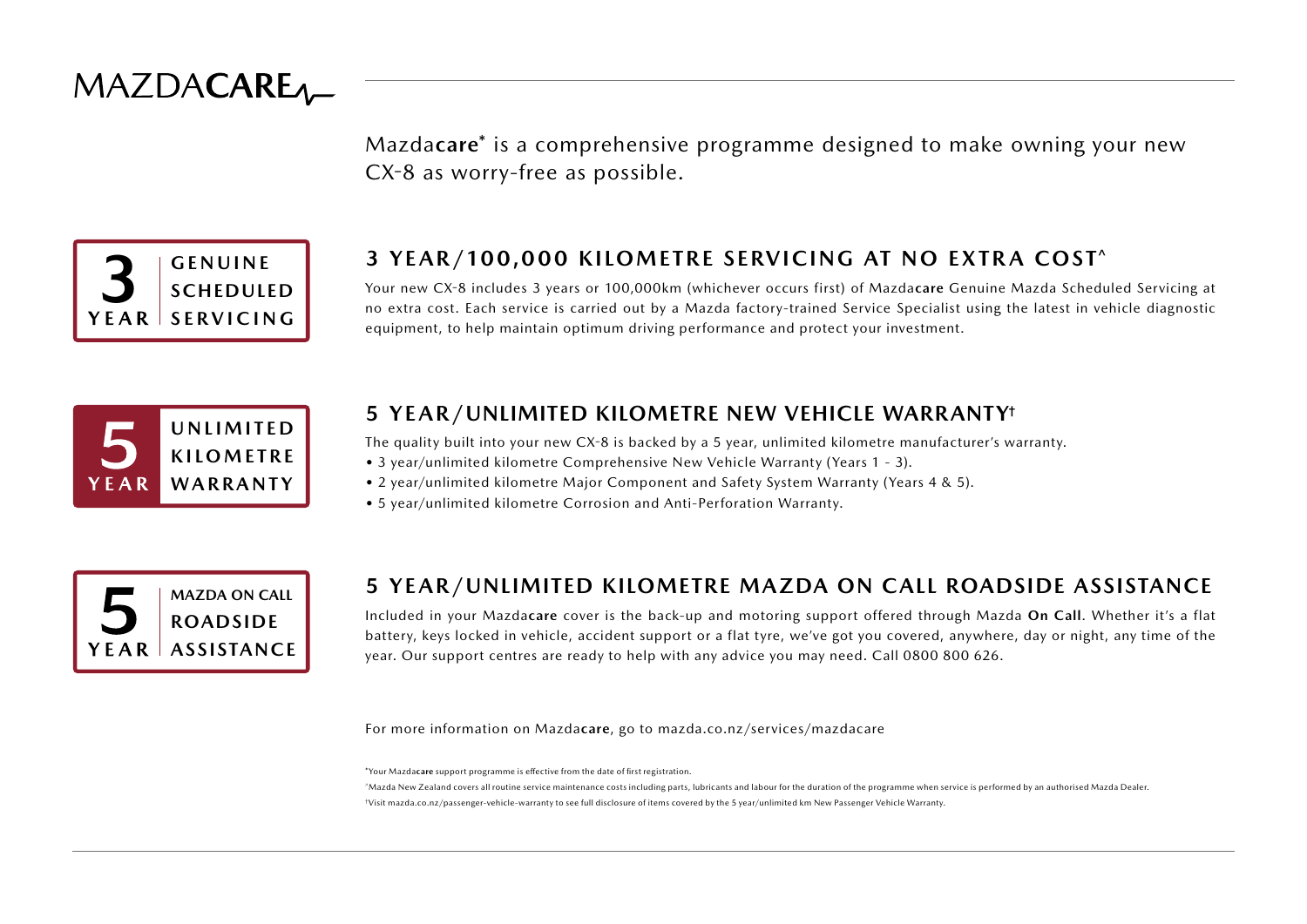# MAZDA**CARE**

Mazda**care*** is a comprehensive programme designed to make owning your new CX-8 as worry-free as possible.

**3 YEAR | GENUINE SCHEDULED SERVICING**

## 3 YEAR/100,000 KILOMETRE SERVICING AT NO EXTRA COST^

Your new CX-8 includes 3 years or 100,000km (whichever occurs first) of Mazda**care** Genuine Mazda Scheduled Servicing at no extra cost. Each service is carried out by a Mazda factory-trained Service Specialist using the latest in vehicle diagnostic equipment, to help maintain optimum driving performance and protect your investment.

**5 YEAR | UNLIMITED KILOMETRE WARRANTY**

## 5 YEAR/UNLIMITED KILOMETRE NEW VEHICLE WARRANTY†

The quality built into your new CX-8 is backed by a 5 year, unlimited kilometre manufacturer's warranty.

- 3 year/unlimited kilometre Comprehensive New Vehicle Warranty (Years 1 - 3).
- 2 year/unlimited kilometre Major Component and Safety System Warranty (Years 4 & 5).
- 5 year/unlimited kilometre Corrosion and Anti-Perforation Warranty.

**5 YEAR | MAZDA ON CALL ROADSIDE ASSISTANCE**

## 5 YEAR/UNLIMITED KILOMETRE MAZDA ON CALL ROADSIDE ASSISTANCE

Included in your Mazda**care** cover is the back-up and motoring support offered through Mazda **On Call**. Whether it's a flat battery, keys locked in vehicle, accident support or a flat tyre, we've got you covered, anywhere, day or night, any time of the year. Our support centres are ready to help with any advice you may need. Call 0800 800 626.

For more information on Mazda**care**, go to mazda.co.nz/services/mazdacare

*Your Mazda**care** support programme is effective from the date of first registration.

^Mazda New Zealand covers all routine service maintenance costs including parts, lubricants and labour for the duration of the programme when service is performed by an authorised Mazda Dealer.

†Visit mazda.co.nz/passenger-vehicle-warranty to see full disclosure of items covered by the 5 year/unlimited km New Passenger Vehicle Warranty.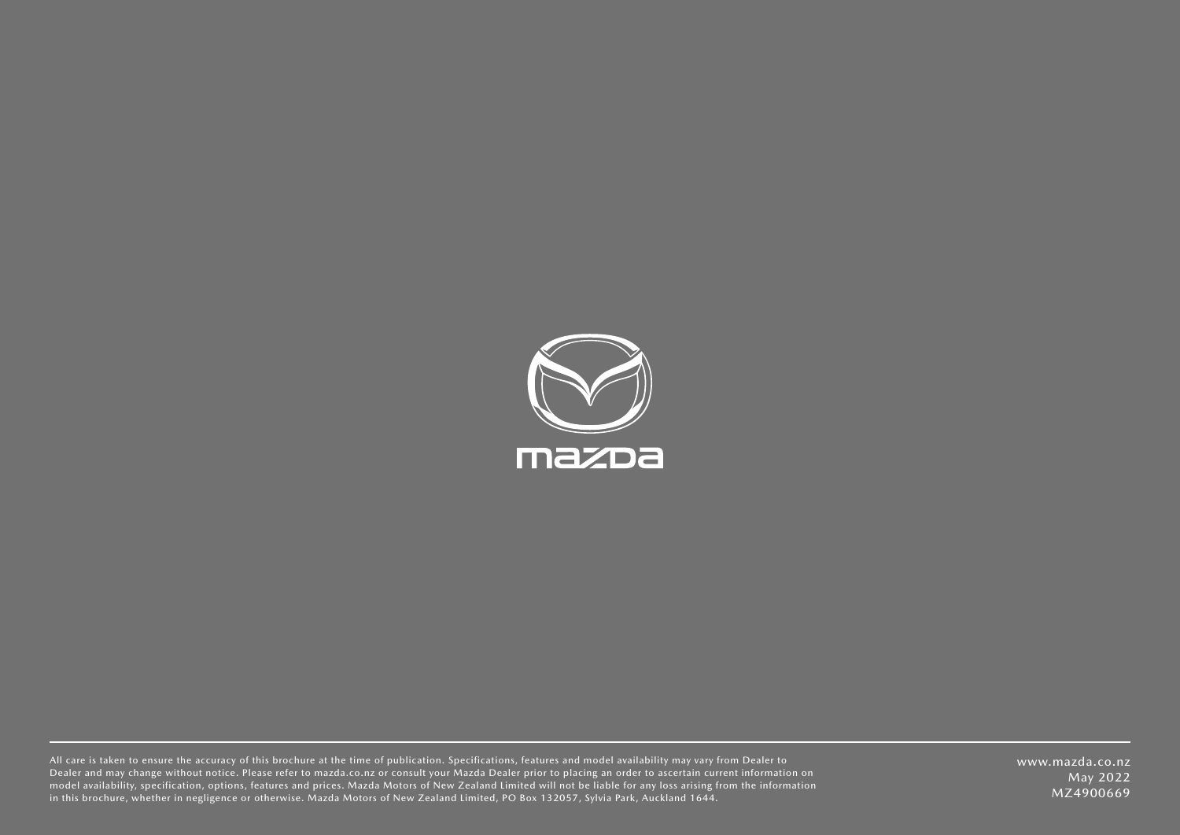mazda

All care is taken to ensure the accuracy of this brochure at the time of publication. Specifications, features and model availability may vary from Dealer to Dealer and may change without notice. Please refer to mazda.co.nz or consult your Mazda Dealer prior to placing an order to ascertain current information on model availability, specification, options, features and prices. Mazda Motors of New Zealand Limited will not be liable for any loss arising from the information in this brochure, whether in negligence or otherwise. Mazda Motors of New Zealand Limited, PO Box 132057, Sylvia Park, Auckland 1644.

www.mazda.co.nz
May 2022
MZ4900669